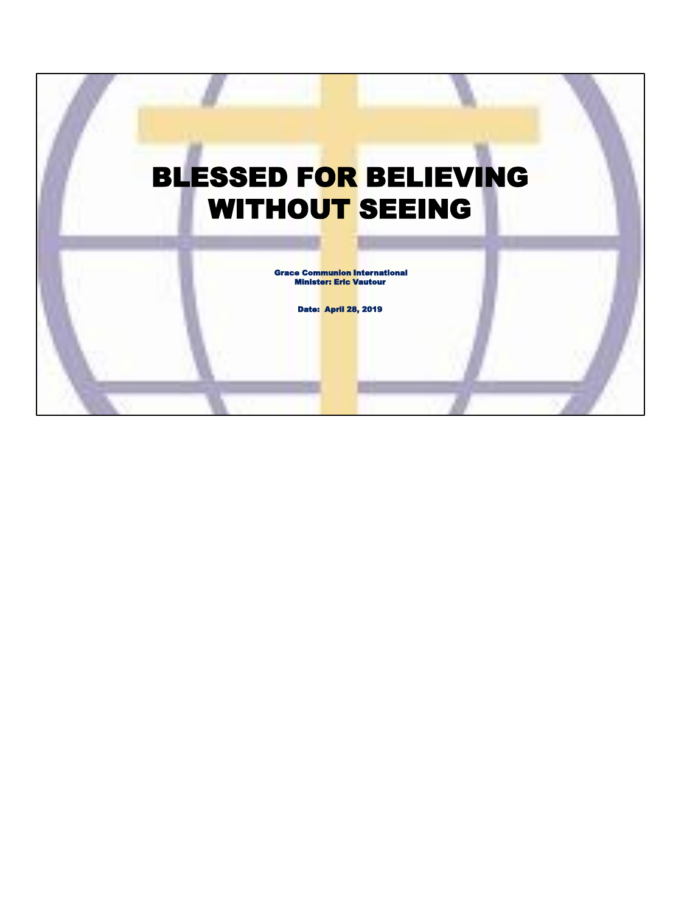# BLESSED FOR BELIEVING WITHOUT SEEING

**Grace Communion International**
**Minister: Eric Vautour**

**Date: April 28, 2019**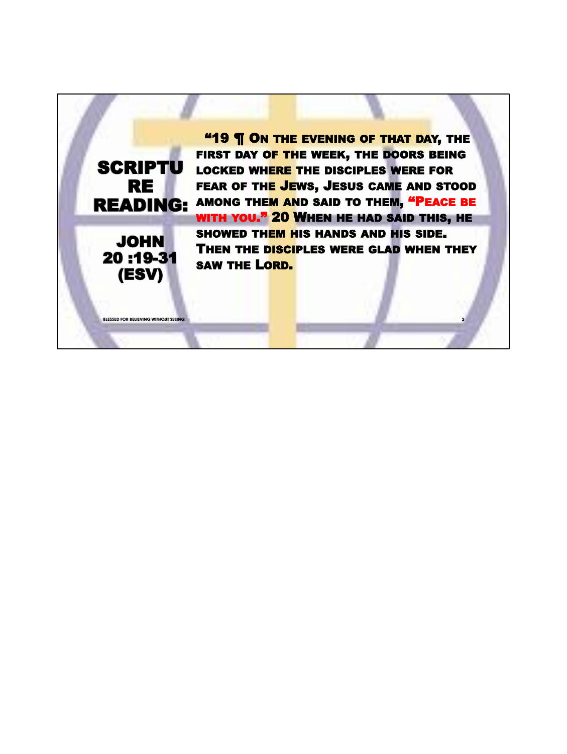## SCRIPTURE READING:

### JOHN 20 :19-31 (ESV)

"19 ¶ On the evening of that day, the first day of the week, the doors being locked where the disciples were for fear of the Jews, Jesus came and stood among them and said to them, "Peace be with you." 20 When he had said this, he showed them his hands and his side. Then the disciples were glad when they saw the Lord.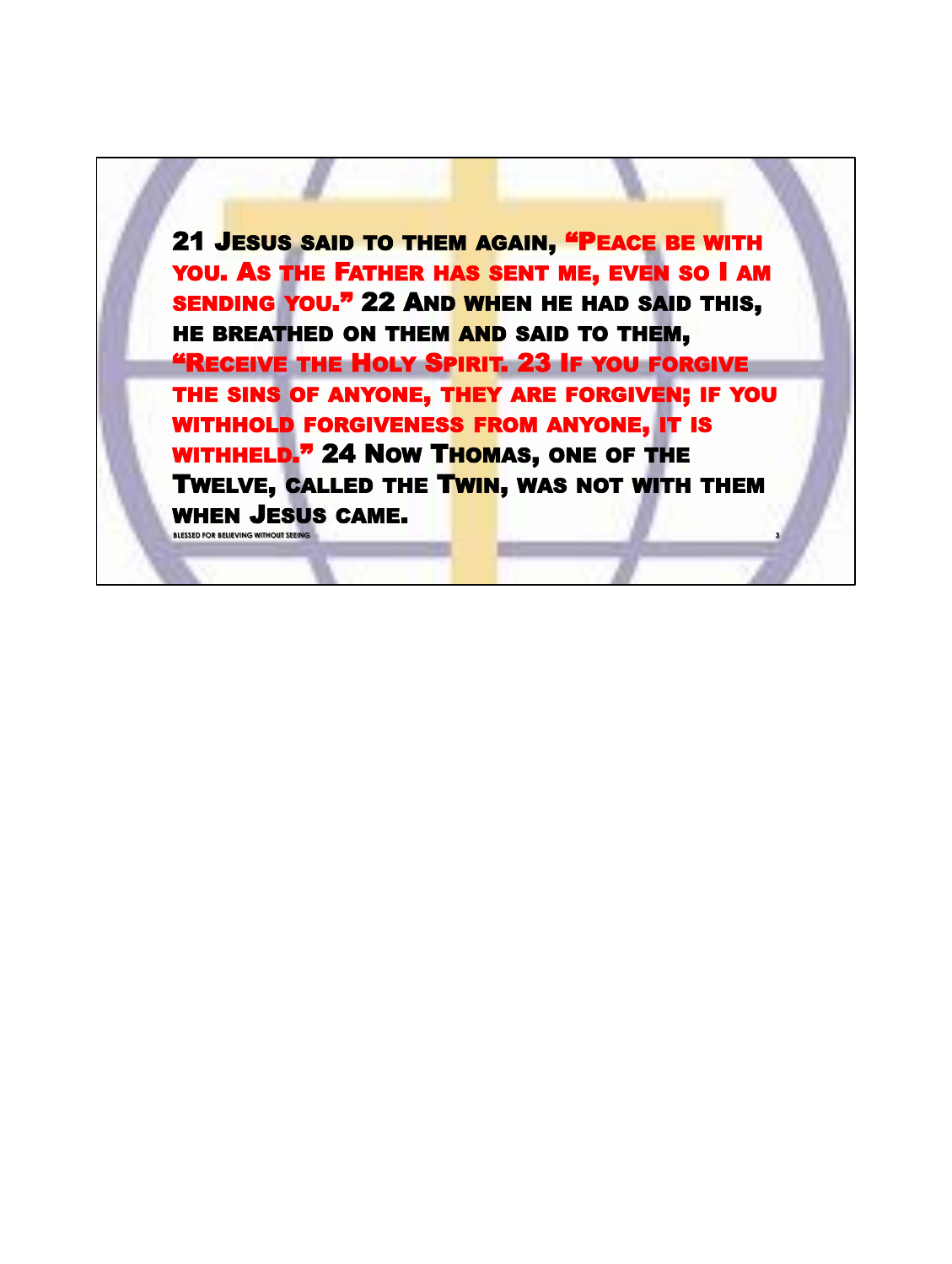21 Jesus said to them again, "Peace be with you. As the Father has sent me, even so I am sending you." 22 And when he had said this, he breathed on them and said to them, "Receive the Holy Spirit. 23 If you forgive the sins of anyone, they are forgiven; if you withhold forgiveness from anyone, it is withheld." 24 Now Thomas, one of the Twelve, called the Twin, was not with them when Jesus came.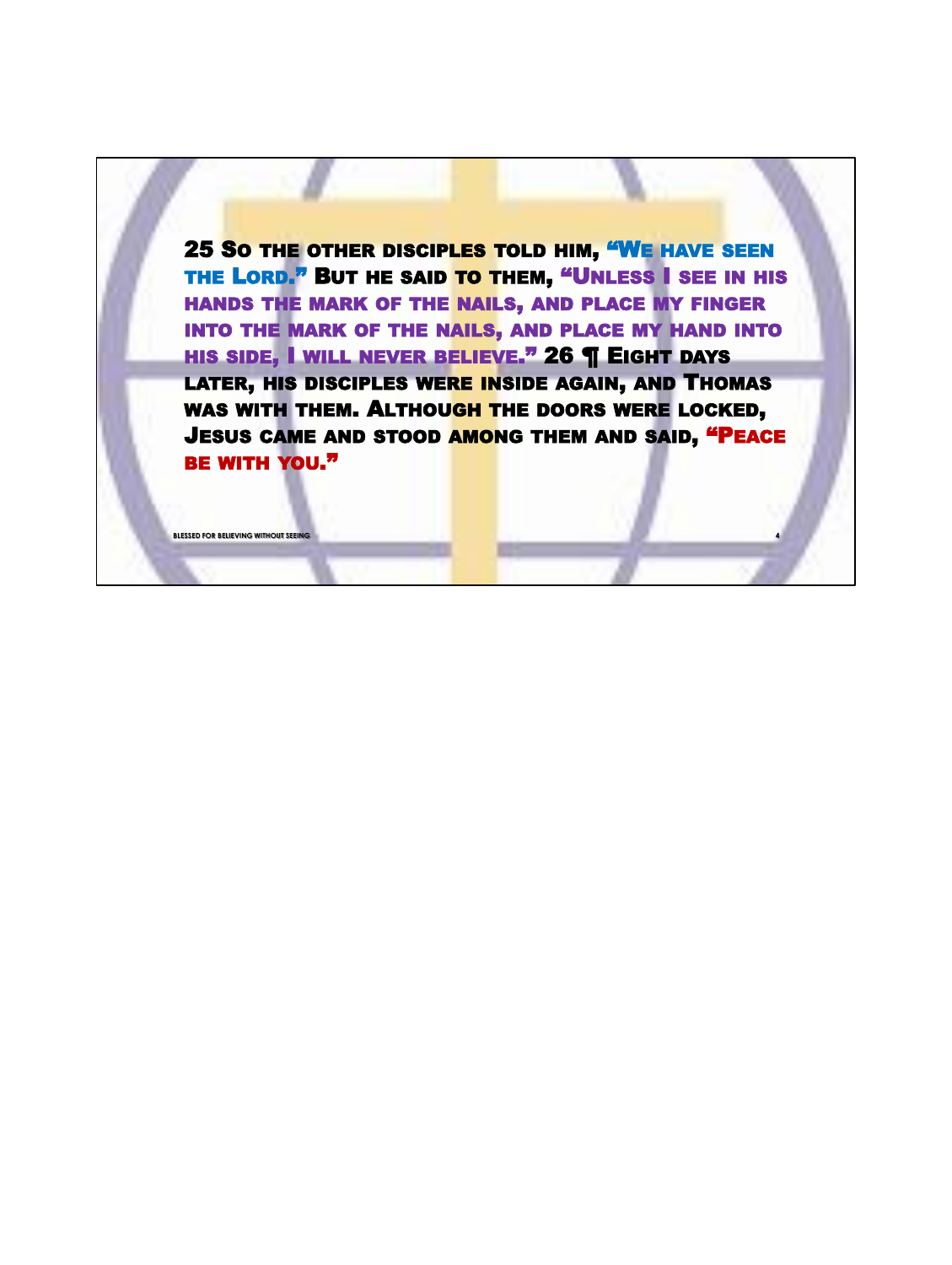25 So the other disciples told him, "We have seen the Lord." But he said to them, "Unless I see in his hands the mark of the nails, and place my finger into the mark of the nails, and place my hand into his side, I will never believe." 26 ¶ Eight days later, his disciples were inside again, and Thomas was with them. Although the doors were locked, Jesus came and stood among them and said, "Peace be with you."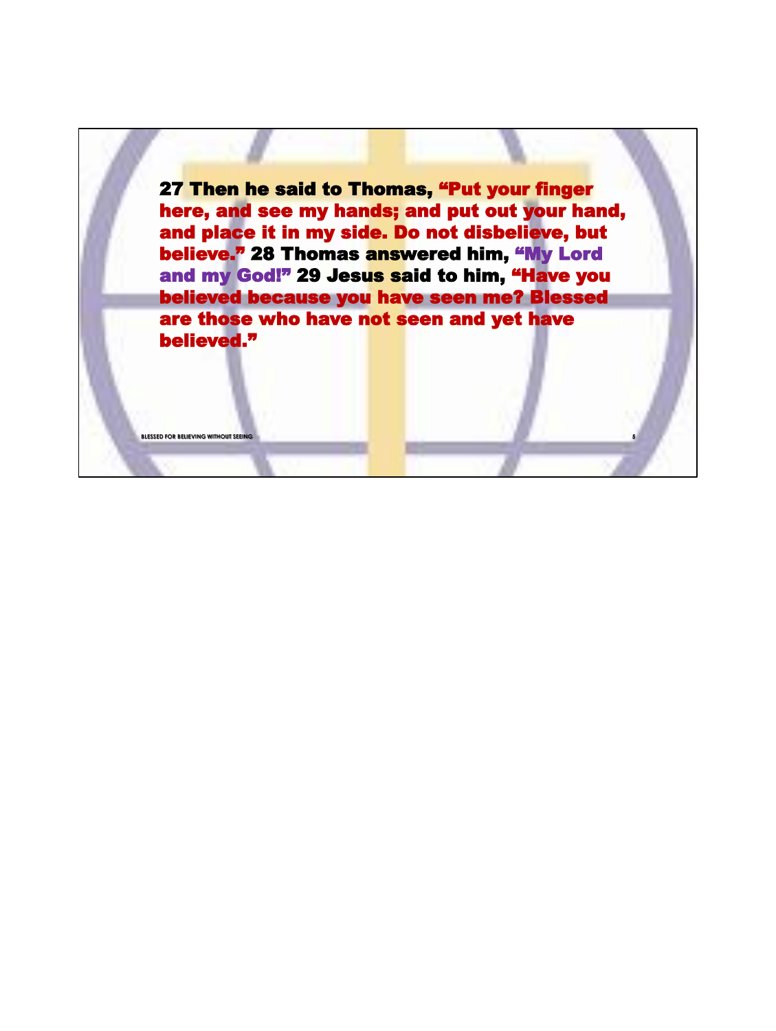**27 Then he said to Thomas, "Put your finger here, and see my hands; and put out your hand, and place it in my side. Do not disbelieve, but believe." 28 Thomas answered him, "My Lord and my God!" 29 Jesus said to him, "Have you believed because you have seen me? Blessed are those who have not seen and yet have believed."**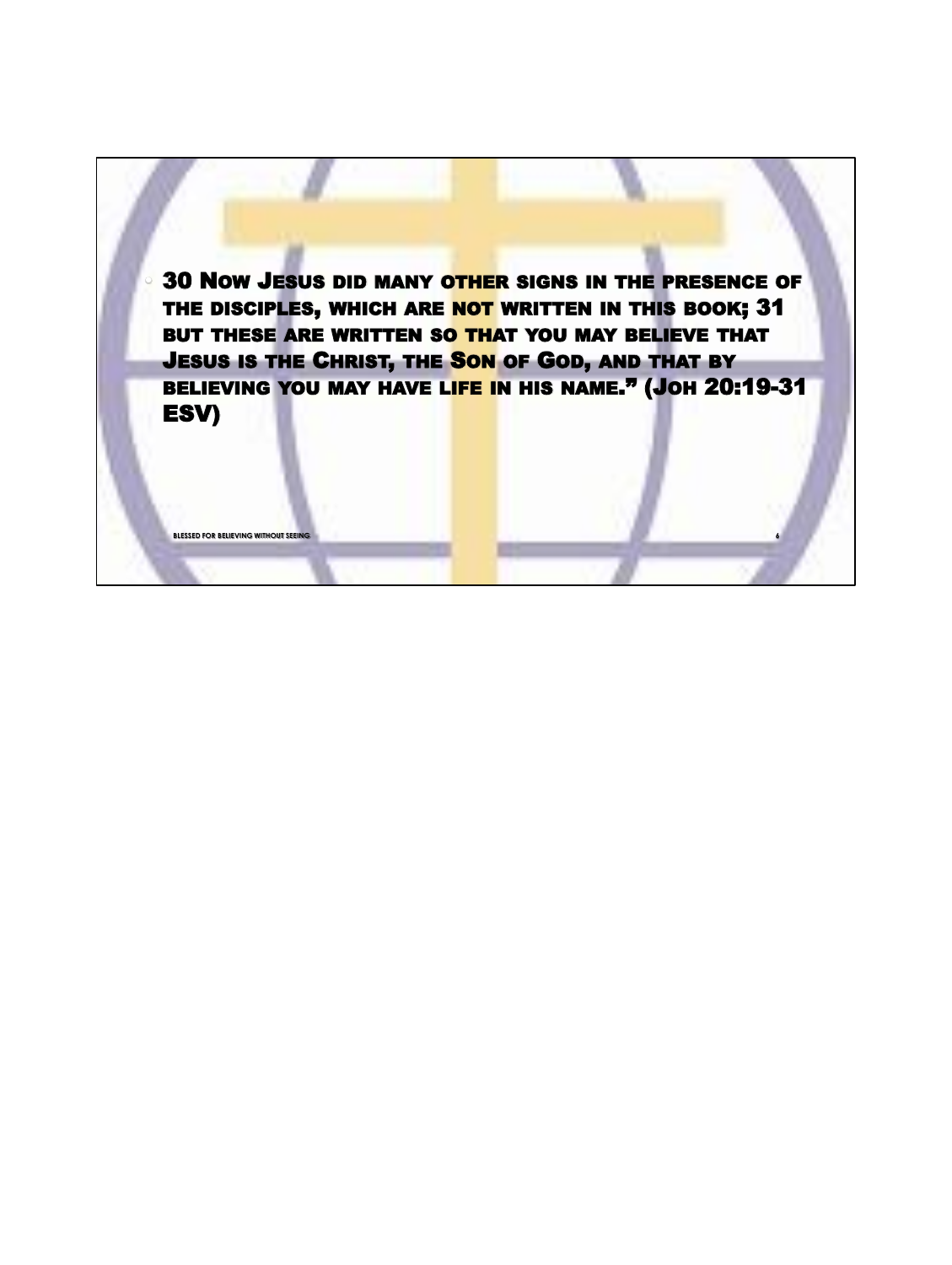- 30 Now Jesus did many other signs in the presence of the disciples, which are not written in this book; 31 but these are written so that you may believe that Jesus is the Christ, the Son of God, and that by believing you may have life in his name.” (Joh 20:19-31 ESV)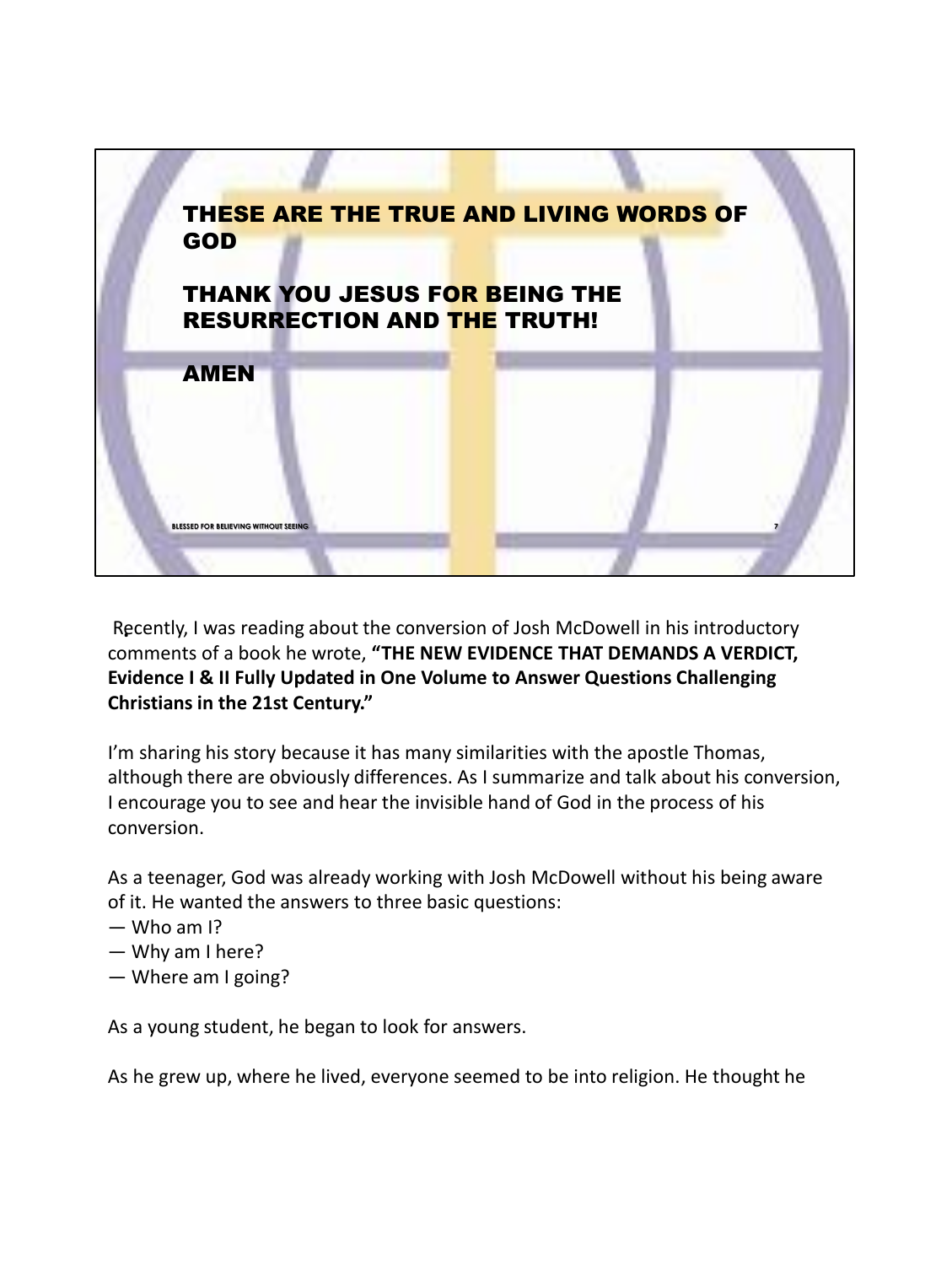THESE ARE THE TRUE AND LIVING WORDS OF GOD

THANK YOU JESUS FOR BEING THE RESURRECTION AND THE TRUTH!

AMEN

Recently, I was reading about the conversion of Josh McDowell in his introductory comments of a book he wrote, **"THE NEW EVIDENCE THAT DEMANDS A VERDICT, Evidence I & II Fully Updated in One Volume to Answer Questions Challenging Christians in the 21st Century."**

I'm sharing his story because it has many similarities with the apostle Thomas, although there are obviously differences. As I summarize and talk about his conversion, I encourage you to see and hear the invisible hand of God in the process of his conversion.

As a teenager, God was already working with Josh McDowell without his being aware of it. He wanted the answers to three basic questions:
— Who am I?
— Why am I here?
— Where am I going?

As a young student, he began to look for answers.

As he grew up, where he lived, everyone seemed to be into religion. He thought he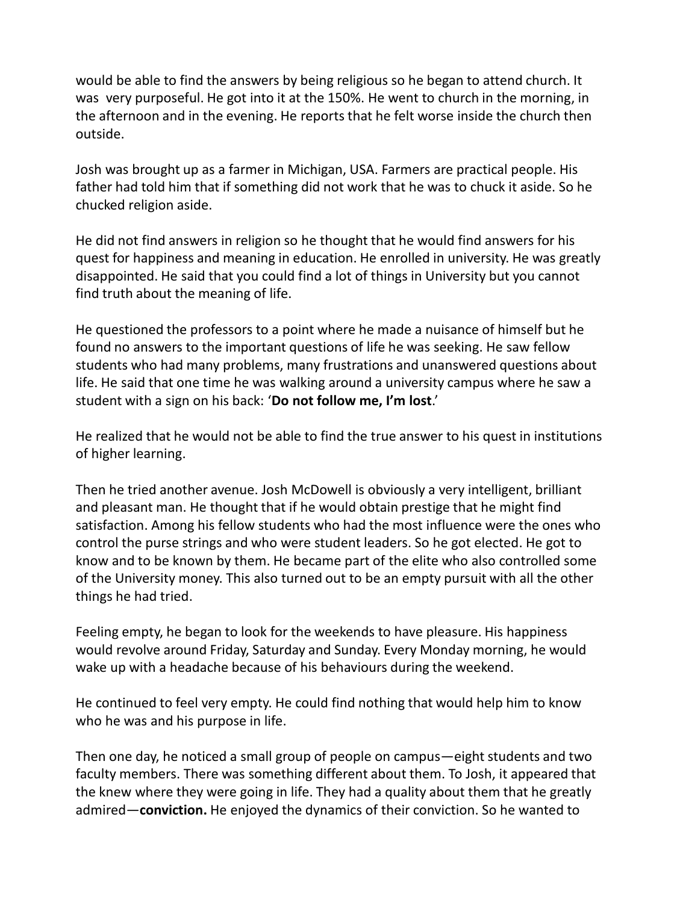would be able to find the answers by being religious so he began to attend church. It was  very purposeful. He got into it at the 150%. He went to church in the morning, in the afternoon and in the evening. He reports that he felt worse inside the church then outside.

Josh was brought up as a farmer in Michigan, USA. Farmers are practical people. His father had told him that if something did not work that he was to chuck it aside. So he chucked religion aside.

He did not find answers in religion so he thought that he would find answers for his quest for happiness and meaning in education. He enrolled in university. He was greatly disappointed. He said that you could find a lot of things in University but you cannot find truth about the meaning of life.

He questioned the professors to a point where he made a nuisance of himself but he found no answers to the important questions of life he was seeking. He saw fellow students who had many problems, many frustrations and unanswered questions about life. He said that one time he was walking around a university campus where he saw a student with a sign on his back: '**Do not follow me, I'm lost**.'

He realized that he would not be able to find the true answer to his quest in institutions of higher learning.

Then he tried another avenue. Josh McDowell is obviously a very intelligent, brilliant and pleasant man. He thought that if he would obtain prestige that he might find satisfaction. Among his fellow students who had the most influence were the ones who control the purse strings and who were student leaders. So he got elected. He got to know and to be known by them. He became part of the elite who also controlled some of the University money. This also turned out to be an empty pursuit with all the other things he had tried.

Feeling empty, he began to look for the weekends to have pleasure. His happiness would revolve around Friday, Saturday and Sunday. Every Monday morning, he would wake up with a headache because of his behaviours during the weekend.

He continued to feel very empty. He could find nothing that would help him to know who he was and his purpose in life.

Then one day, he noticed a small group of people on campus—eight students and two faculty members. There was something different about them. To Josh, it appeared that the knew where they were going in life. They had a quality about them that he greatly admired—**conviction.** He enjoyed the dynamics of their conviction. So he wanted to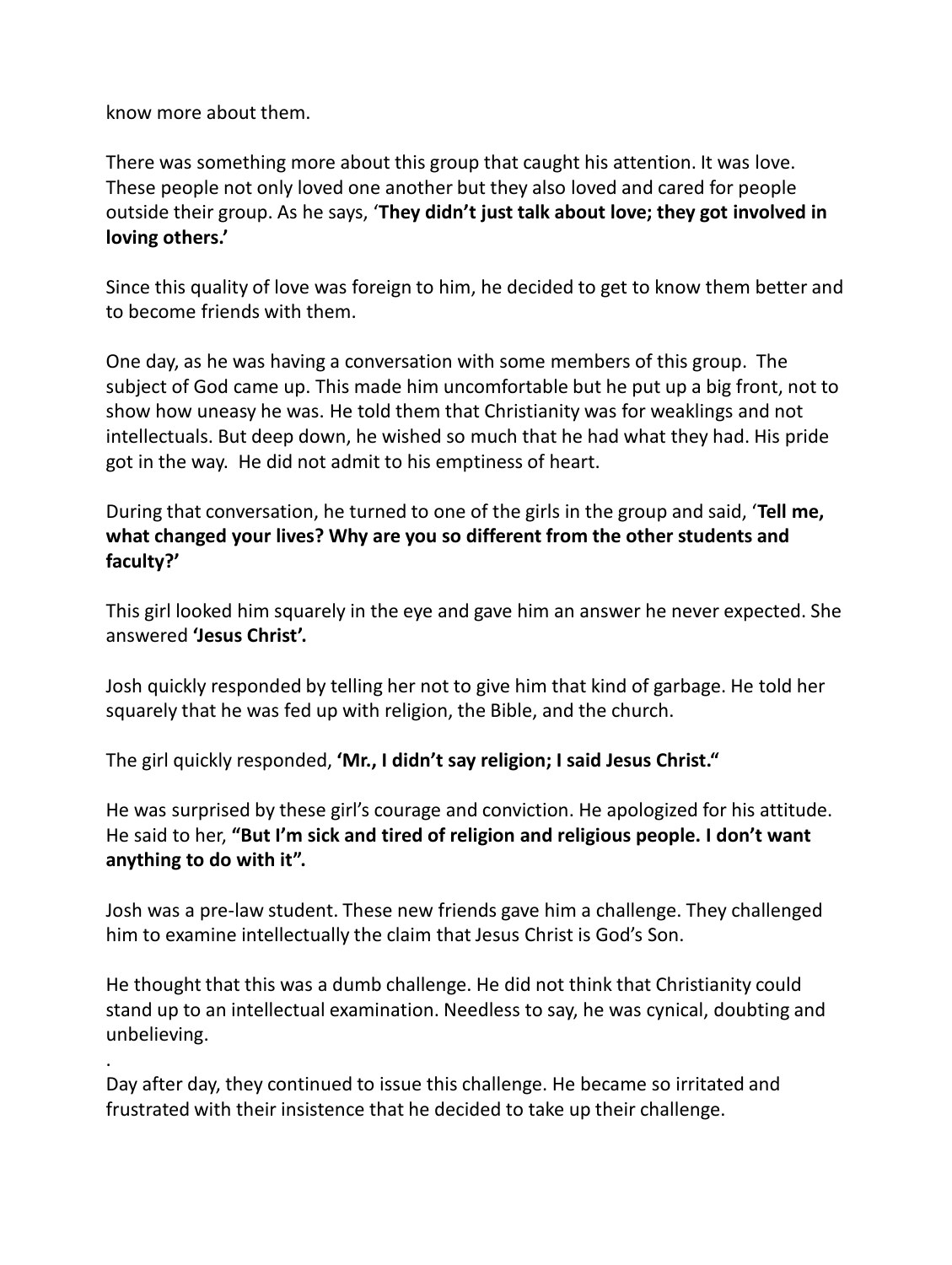know more about them.

There was something more about this group that caught his attention. It was love. These people not only loved one another but they also loved and cared for people outside their group. As he says, '**They didn't just talk about love; they got involved in loving others.'**

Since this quality of love was foreign to him, he decided to get to know them better and to become friends with them.

One day, as he was having a conversation with some members of this group. The subject of God came up. This made him uncomfortable but he put up a big front, not to show how uneasy he was. He told them that Christianity was for weaklings and not intellectuals. But deep down, he wished so much that he had what they had. His pride got in the way. He did not admit to his emptiness of heart.

During that conversation, he turned to one of the girls in the group and said, '**Tell me, what changed your lives? Why are you so different from the other students and faculty?'**

This girl looked him squarely in the eye and gave him an answer he never expected. She answered **'Jesus Christ'.**

Josh quickly responded by telling her not to give him that kind of garbage. He told her squarely that he was fed up with religion, the Bible, and the church.

The girl quickly responded, **'Mr., I didn't say religion; I said Jesus Christ."**

He was surprised by these girl's courage and conviction. He apologized for his attitude. He said to her, **"But I'm sick and tired of religion and religious people. I don't want anything to do with it".**

Josh was a pre-law student. These new friends gave him a challenge. They challenged him to examine intellectually the claim that Jesus Christ is God's Son.

He thought that this was a dumb challenge. He did not think that Christianity could stand up to an intellectual examination. Needless to say, he was cynical, doubting and unbelieving.

.

Day after day, they continued to issue this challenge. He became so irritated and frustrated with their insistence that he decided to take up their challenge.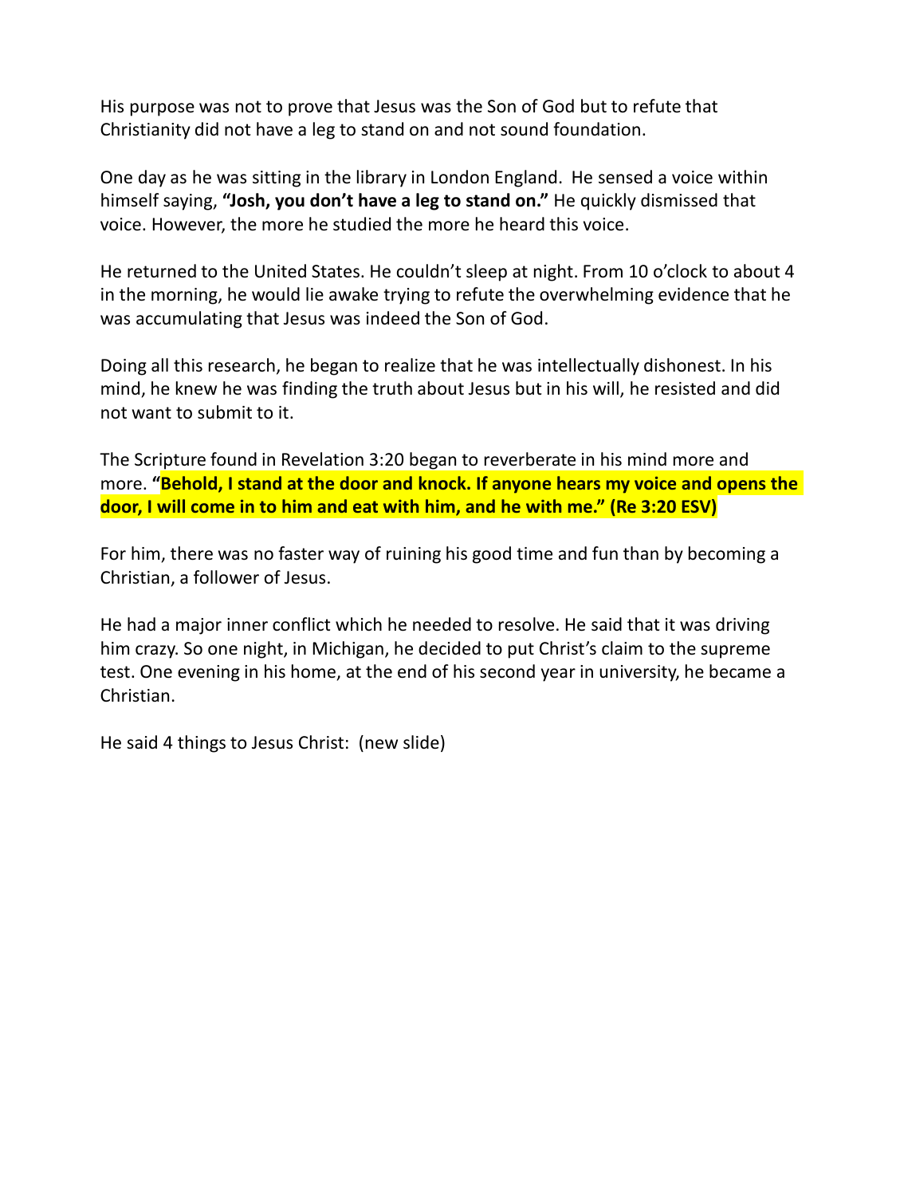His purpose was not to prove that Jesus was the Son of God but to refute that Christianity did not have a leg to stand on and not sound foundation.

One day as he was sitting in the library in London England. He sensed a voice within himself saying, **"Josh, you don't have a leg to stand on."** He quickly dismissed that voice. However, the more he studied the more he heard this voice.

He returned to the United States. He couldn't sleep at night. From 10 o'clock to about 4 in the morning, he would lie awake trying to refute the overwhelming evidence that he was accumulating that Jesus was indeed the Son of God.

Doing all this research, he began to realize that he was intellectually dishonest. In his mind, he knew he was finding the truth about Jesus but in his will, he resisted and did not want to submit to it.

The Scripture found in Revelation 3:20 began to reverberate in his mind more and more. **"Behold, I stand at the door and knock. If anyone hears my voice and opens the door, I will come in to him and eat with him, and he with me." (Re 3:20 ESV)**

For him, there was no faster way of ruining his good time and fun than by becoming a Christian, a follower of Jesus.

He had a major inner conflict which he needed to resolve. He said that it was driving him crazy. So one night, in Michigan, he decided to put Christ's claim to the supreme test. One evening in his home, at the end of his second year in university, he became a Christian.

He said 4 things to Jesus Christ: (new slide)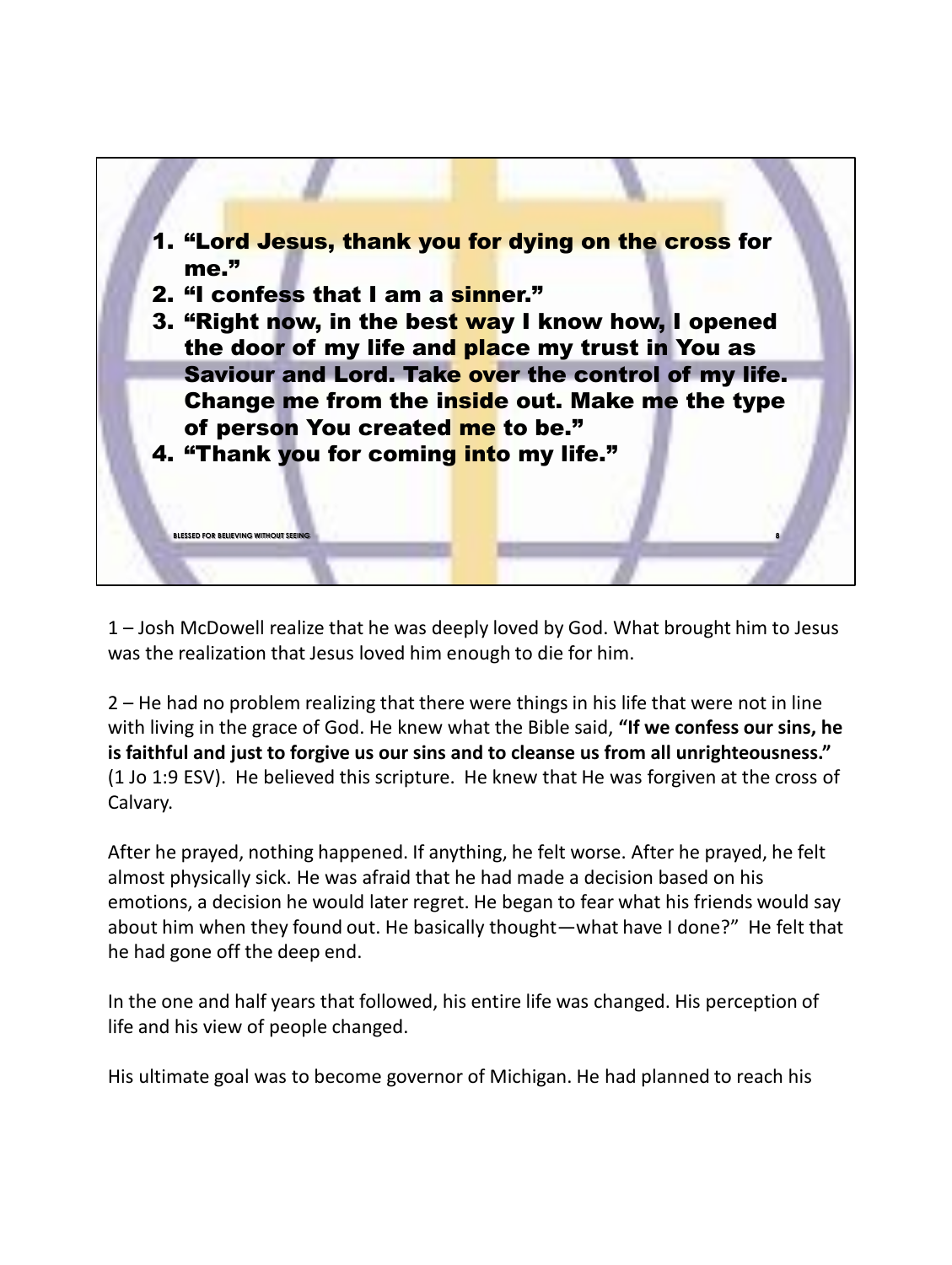1. "Lord Jesus, thank you for dying on the cross for me."
2. "I confess that I am a sinner."
3. "Right now, in the best way I know how, I opened the door of my life and place my trust in You as Saviour and Lord. Take over the control of my life. Change me from the inside out. Make me the type of person You created me to be."
4. "Thank you for coming into my life."

BLESSED FOR BELIEVING WITHOUT SEEING

1 – Josh McDowell realize that he was deeply loved by God. What brought him to Jesus was the realization that Jesus loved him enough to die for him.

2 – He had no problem realizing that there were things in his life that were not in line with living in the grace of God. He knew what the Bible said, **"If we confess our sins, he is faithful and just to forgive us our sins and to cleanse us from all unrighteousness."** (1 Jo 1:9 ESV). He believed this scripture. He knew that He was forgiven at the cross of Calvary.

After he prayed, nothing happened. If anything, he felt worse. After he prayed, he felt almost physically sick. He was afraid that he had made a decision based on his emotions, a decision he would later regret. He began to fear what his friends would say about him when they found out. He basically thought—what have I done?" He felt that he had gone off the deep end.

In the one and half years that followed, his entire life was changed. His perception of life and his view of people changed.

His ultimate goal was to become governor of Michigan. He had planned to reach his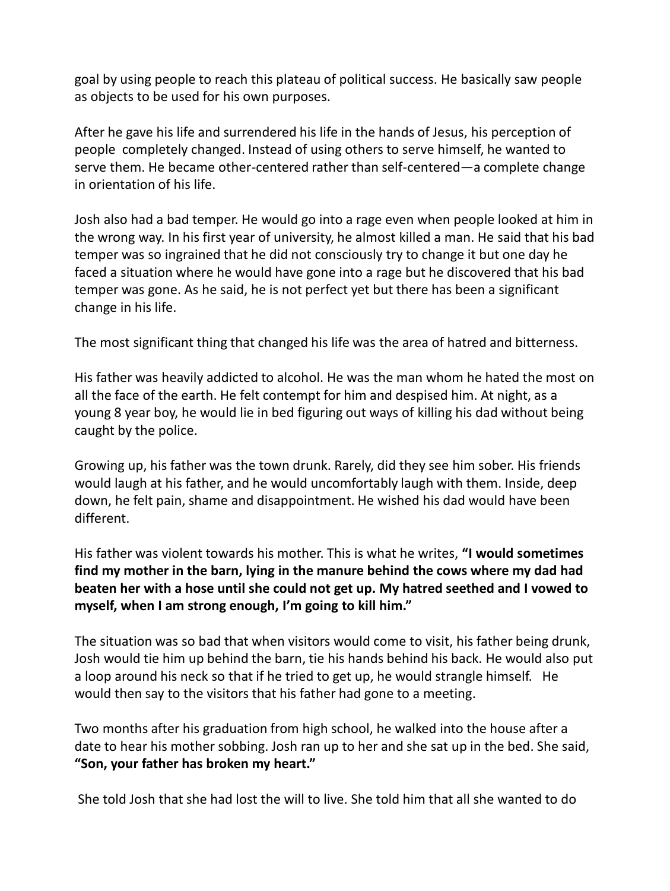goal by using people to reach this plateau of political success. He basically saw people as objects to be used for his own purposes.

After he gave his life and surrendered his life in the hands of Jesus, his perception of people completely changed. Instead of using others to serve himself, he wanted to serve them. He became other-centered rather than self-centered—a complete change in orientation of his life.

Josh also had a bad temper. He would go into a rage even when people looked at him in the wrong way. In his first year of university, he almost killed a man. He said that his bad temper was so ingrained that he did not consciously try to change it but one day he faced a situation where he would have gone into a rage but he discovered that his bad temper was gone. As he said, he is not perfect yet but there has been a significant change in his life.

The most significant thing that changed his life was the area of hatred and bitterness.

His father was heavily addicted to alcohol. He was the man whom he hated the most on all the face of the earth. He felt contempt for him and despised him. At night, as a young 8 year boy, he would lie in bed figuring out ways of killing his dad without being caught by the police.

Growing up, his father was the town drunk. Rarely, did they see him sober. His friends would laugh at his father, and he would uncomfortably laugh with them. Inside, deep down, he felt pain, shame and disappointment. He wished his dad would have been different.

His father was violent towards his mother. This is what he writes, **"I would sometimes find my mother in the barn, lying in the manure behind the cows where my dad had beaten her with a hose until she could not get up. My hatred seethed and I vowed to myself, when I am strong enough, I'm going to kill him."**

The situation was so bad that when visitors would come to visit, his father being drunk, Josh would tie him up behind the barn, tie his hands behind his back. He would also put a loop around his neck so that if he tried to get up, he would strangle himself. He would then say to the visitors that his father had gone to a meeting.

Two months after his graduation from high school, he walked into the house after a date to hear his mother sobbing. Josh ran up to her and she sat up in the bed. She said, **"Son, your father has broken my heart."**

She told Josh that she had lost the will to live. She told him that all she wanted to do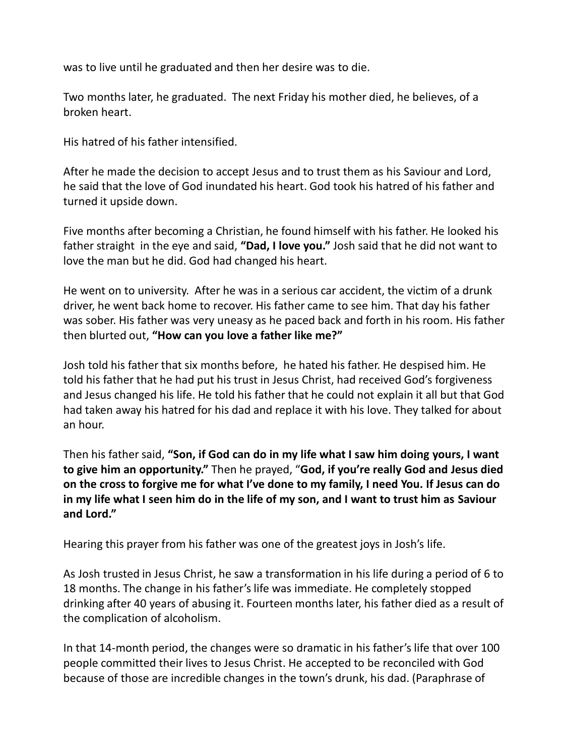was to live until he graduated and then her desire was to die.

Two months later, he graduated. The next Friday his mother died, he believes, of a broken heart.

His hatred of his father intensified.

After he made the decision to accept Jesus and to trust them as his Saviour and Lord, he said that the love of God inundated his heart. God took his hatred of his father and turned it upside down.

Five months after becoming a Christian, he found himself with his father. He looked his father straight in the eye and said, **"Dad, I love you."** Josh said that he did not want to love the man but he did. God had changed his heart.

He went on to university. After he was in a serious car accident, the victim of a drunk driver, he went back home to recover. His father came to see him. That day his father was sober. His father was very uneasy as he paced back and forth in his room. His father then blurted out, **"How can you love a father like me?"**

Josh told his father that six months before, he hated his father. He despised him. He told his father that he had put his trust in Jesus Christ, had received God's forgiveness and Jesus changed his life. He told his father that he could not explain it all but that God had taken away his hatred for his dad and replace it with his love. They talked for about an hour.

Then his father said, **"Son, if God can do in my life what I saw him doing yours, I want to give him an opportunity."** Then he prayed, "**God, if you're really God and Jesus died on the cross to forgive me for what I've done to my family, I need You. If Jesus can do in my life what I seen him do in the life of my son, and I want to trust him as Saviour and Lord."**

Hearing this prayer from his father was one of the greatest joys in Josh's life.

As Josh trusted in Jesus Christ, he saw a transformation in his life during a period of 6 to 18 months. The change in his father's life was immediate. He completely stopped drinking after 40 years of abusing it. Fourteen months later, his father died as a result of the complication of alcoholism.

In that 14-month period, the changes were so dramatic in his father's life that over 100 people committed their lives to Jesus Christ. He accepted to be reconciled with God because of those are incredible changes in the town's drunk, his dad. (Paraphrase of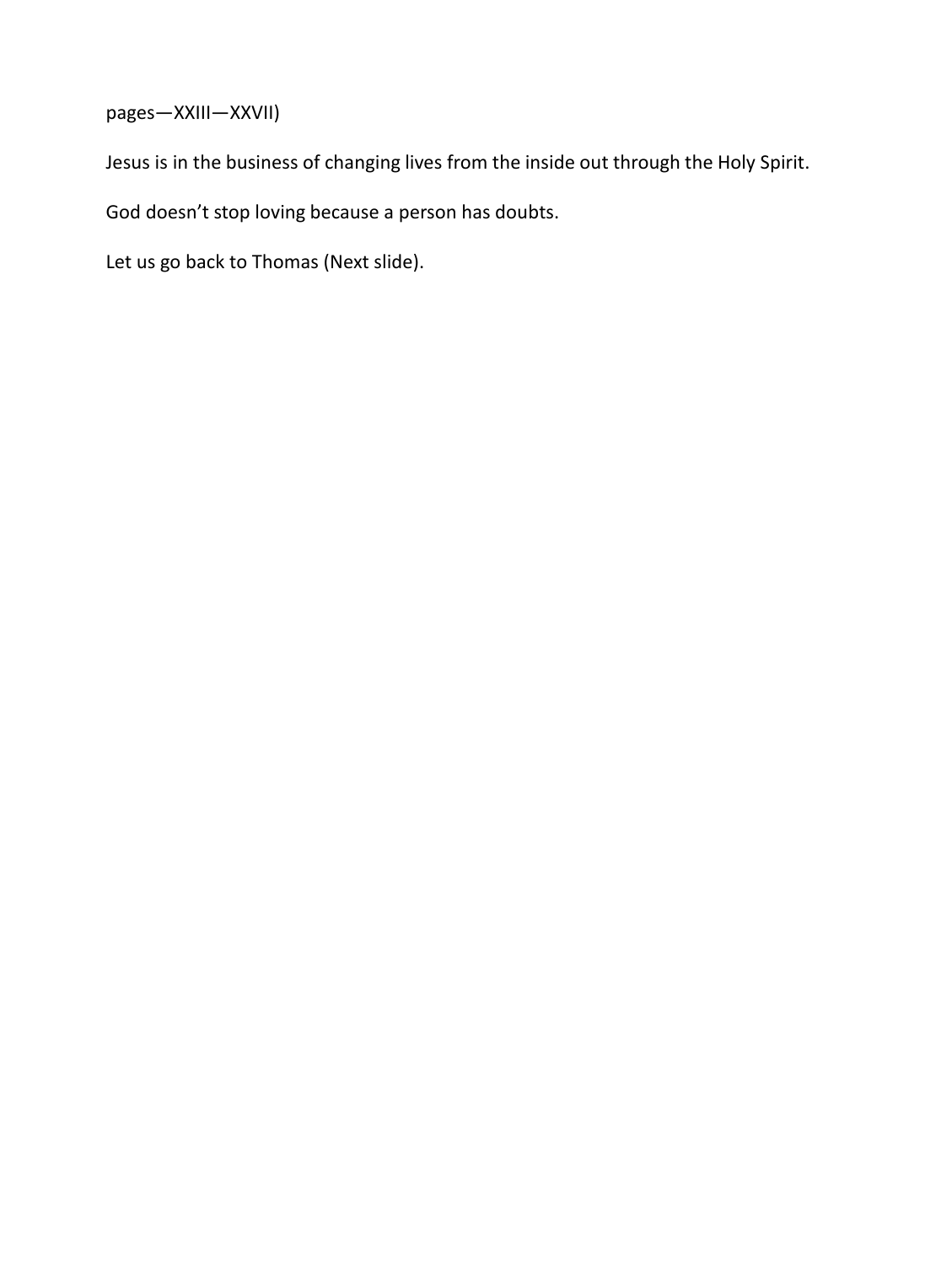pages—XXIII—XXVII)

Jesus is in the business of changing lives from the inside out through the Holy Spirit.

God doesn't stop loving because a person has doubts.

Let us go back to Thomas (Next slide).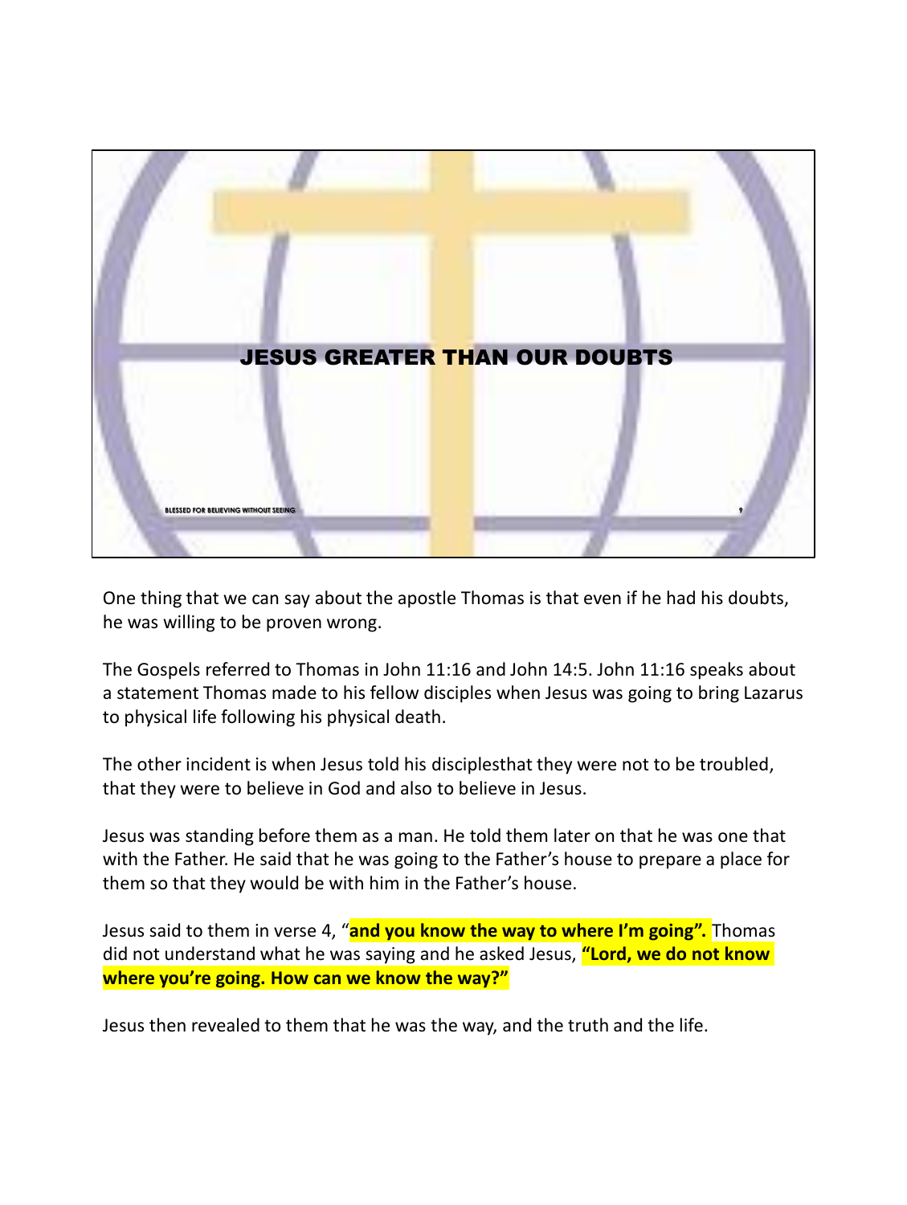# JESUS GREATER THAN OUR DOUBTS

One thing that we can say about the apostle Thomas is that even if he had his doubts, he was willing to be proven wrong.

The Gospels referred to Thomas in John 11:16 and John 14:5. John 11:16 speaks about a statement Thomas made to his fellow disciples when Jesus was going to bring Lazarus to physical life following his physical death.

The other incident is when Jesus told his disciplesthat they were not to be troubled, that they were to believe in God and also to believe in Jesus.

Jesus was standing before them as a man. He told them later on that he was one that with the Father. He said that he was going to the Father's house to prepare a place for them so that they would be with him in the Father's house.

Jesus said to them in verse 4, "**and you know the way to where I'm going".** Thomas did not understand what he was saying and he asked Jesus, **"Lord, we do not know where you're going. How can we know the way?"**

Jesus then revealed to them that he was the way, and the truth and the life.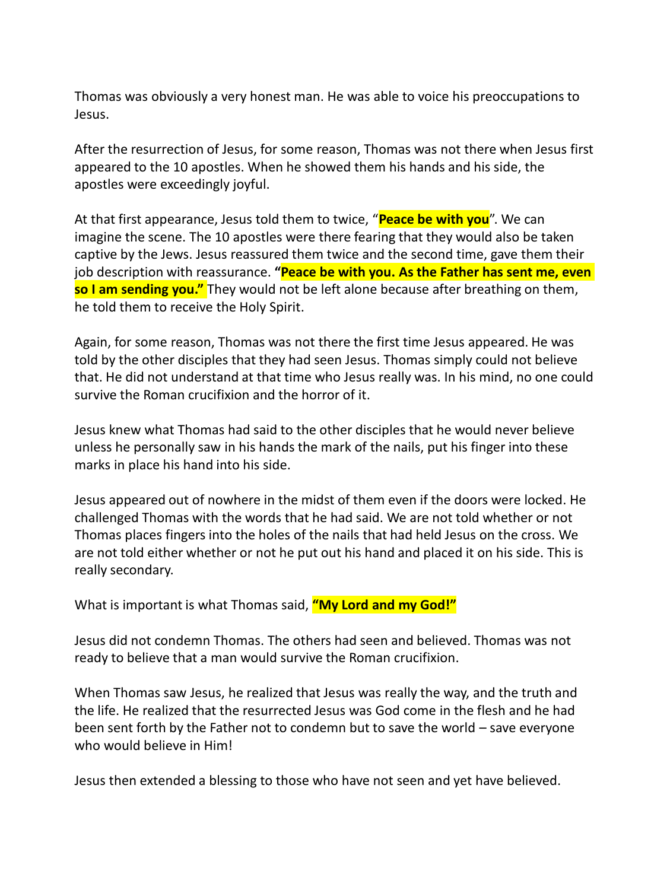Thomas was obviously a very honest man. He was able to voice his preoccupations to Jesus.

After the resurrection of Jesus, for some reason, Thomas was not there when Jesus first appeared to the 10 apostles. When he showed them his hands and his side, the apostles were exceedingly joyful.

At that first appearance, Jesus told them to twice, "**Peace be with you**". We can imagine the scene. The 10 apostles were there fearing that they would also be taken captive by the Jews. Jesus reassured them twice and the second time, gave them their job description with reassurance. **"Peace be with you. As the Father has sent me, even so I am sending you."** They would not be left alone because after breathing on them, he told them to receive the Holy Spirit.

Again, for some reason, Thomas was not there the first time Jesus appeared. He was told by the other disciples that they had seen Jesus. Thomas simply could not believe that. He did not understand at that time who Jesus really was. In his mind, no one could survive the Roman crucifixion and the horror of it.

Jesus knew what Thomas had said to the other disciples that he would never believe unless he personally saw in his hands the mark of the nails, put his finger into these marks in place his hand into his side.

Jesus appeared out of nowhere in the midst of them even if the doors were locked. He challenged Thomas with the words that he had said. We are not told whether or not Thomas places fingers into the holes of the nails that had held Jesus on the cross. We are not told either whether or not he put out his hand and placed it on his side. This is really secondary.

What is important is what Thomas said, **"My Lord and my God!"**

Jesus did not condemn Thomas. The others had seen and believed. Thomas was not ready to believe that a man would survive the Roman crucifixion.

When Thomas saw Jesus, he realized that Jesus was really the way, and the truth and the life. He realized that the resurrected Jesus was God come in the flesh and he had been sent forth by the Father not to condemn but to save the world – save everyone who would believe in Him!

Jesus then extended a blessing to those who have not seen and yet have believed.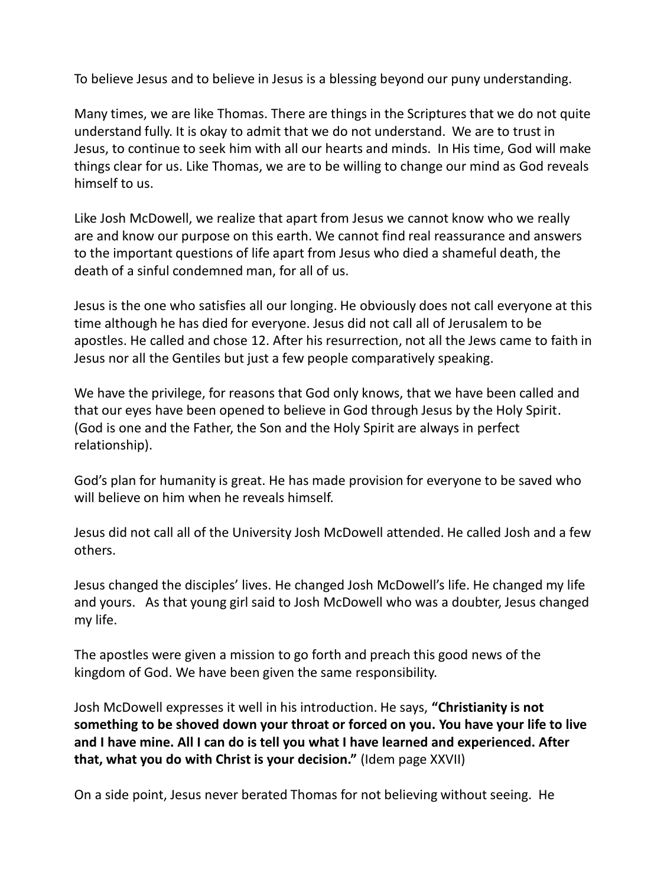To believe Jesus and to believe in Jesus is a blessing beyond our puny understanding.

Many times, we are like Thomas. There are things in the Scriptures that we do not quite understand fully. It is okay to admit that we do not understand. We are to trust in Jesus, to continue to seek him with all our hearts and minds. In His time, God will make things clear for us. Like Thomas, we are to be willing to change our mind as God reveals himself to us.

Like Josh McDowell, we realize that apart from Jesus we cannot know who we really are and know our purpose on this earth. We cannot find real reassurance and answers to the important questions of life apart from Jesus who died a shameful death, the death of a sinful condemned man, for all of us.

Jesus is the one who satisfies all our longing. He obviously does not call everyone at this time although he has died for everyone. Jesus did not call all of Jerusalem to be apostles. He called and chose 12. After his resurrection, not all the Jews came to faith in Jesus nor all the Gentiles but just a few people comparatively speaking.

We have the privilege, for reasons that God only knows, that we have been called and that our eyes have been opened to believe in God through Jesus by the Holy Spirit. (God is one and the Father, the Son and the Holy Spirit are always in perfect relationship).

God's plan for humanity is great. He has made provision for everyone to be saved who will believe on him when he reveals himself.

Jesus did not call all of the University Josh McDowell attended. He called Josh and a few others.

Jesus changed the disciples' lives. He changed Josh McDowell's life. He changed my life and yours. As that young girl said to Josh McDowell who was a doubter, Jesus changed my life.

The apostles were given a mission to go forth and preach this good news of the kingdom of God. We have been given the same responsibility.

Josh McDowell expresses it well in his introduction. He says, **"Christianity is not something to be shoved down your throat or forced on you. You have your life to live and I have mine. All I can do is tell you what I have learned and experienced. After that, what you do with Christ is your decision."** (Idem page XXVII)

On a side point, Jesus never berated Thomas for not believing without seeing. He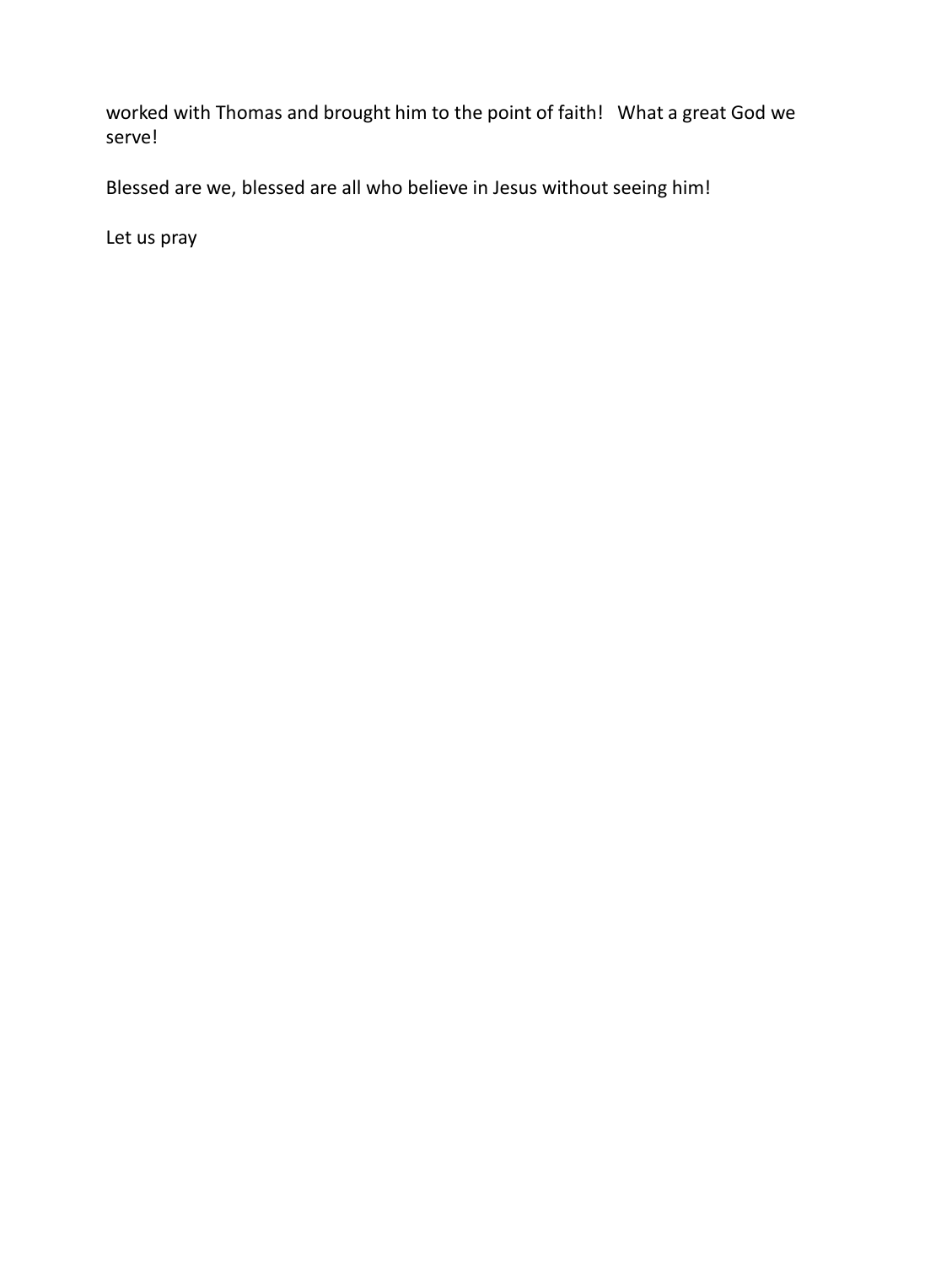worked with Thomas and brought him to the point of faith!   What a great God we serve!

Blessed are we, blessed are all who believe in Jesus without seeing him!

Let us pray